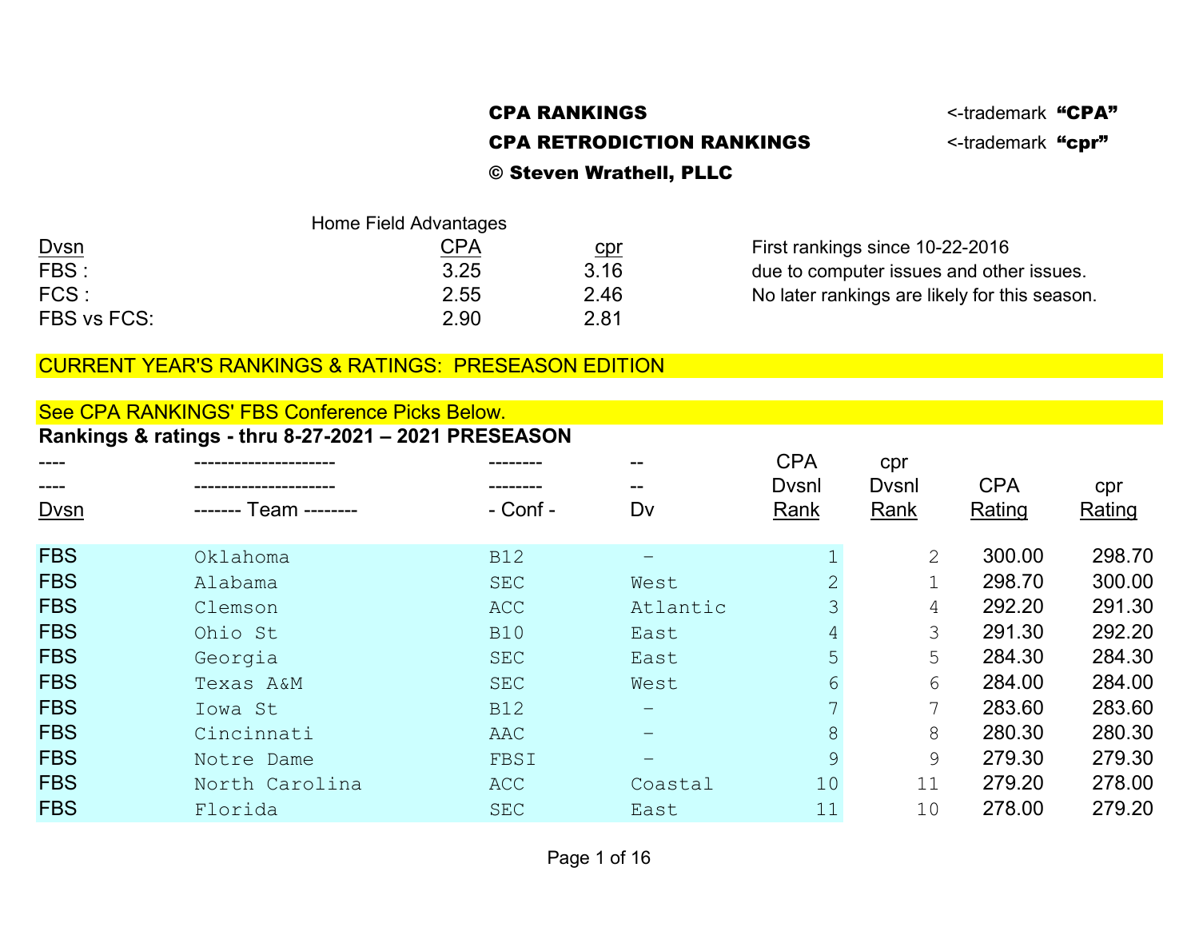**CPA RANKINGS** <-trademark **"CPA"**

**CPA RETRODICTION RANKINGS** <-trademark **"cpr"**

**© Steven Wrathell, PLLC**

Home Field Advantages

| Dvsn | CPA | cpr |
|---|---|---|
| FBS : | 3.25 | 3.16 |
| FCS : | 2.55 | 2.46 |
| FBS vs FCS: | 2.90 | 2.81 |

First rankings since 10-22-2016
due to computer issues and other issues.
No later rankings are likely for this season.

CURRENT YEAR'S RANKINGS & RATINGS: PRESEASON EDITION

See CPA RANKINGS' FBS Conference Picks Below.

**Rankings & ratings - thru 8-27-2021 – 2021 PRESEASON**

| Dvsn | ------- Team -------- | - Conf - | Dv | CPA Dvsnl Rank | cpr Dvsnl Rank | CPA Rating | cpr Rating |
|---|---|---|---|---|---|---|---|
| FBS | Oklahoma | B12 | - | 1 | 2 | 300.00 | 298.70 |
| FBS | Alabama | SEC | West | 2 | 1 | 298.70 | 300.00 |
| FBS | Clemson | ACC | Atlantic | 3 | 4 | 292.20 | 291.30 |
| FBS | Ohio St | B10 | East | 4 | 3 | 291.30 | 292.20 |
| FBS | Georgia | SEC | East | 5 | 5 | 284.30 | 284.30 |
| FBS | Texas A&M | SEC | West | 6 | 6 | 284.00 | 284.00 |
| FBS | Iowa St | B12 | - | 7 | 7 | 283.60 | 283.60 |
| FBS | Cincinnati | AAC | - | 8 | 8 | 280.30 | 280.30 |
| FBS | Notre Dame | FBSI | - | 9 | 9 | 279.30 | 279.30 |
| FBS | North Carolina | ACC | Coastal | 10 | 11 | 279.20 | 278.00 |
| FBS | Florida | SEC | East | 11 | 10 | 278.00 | 279.20 |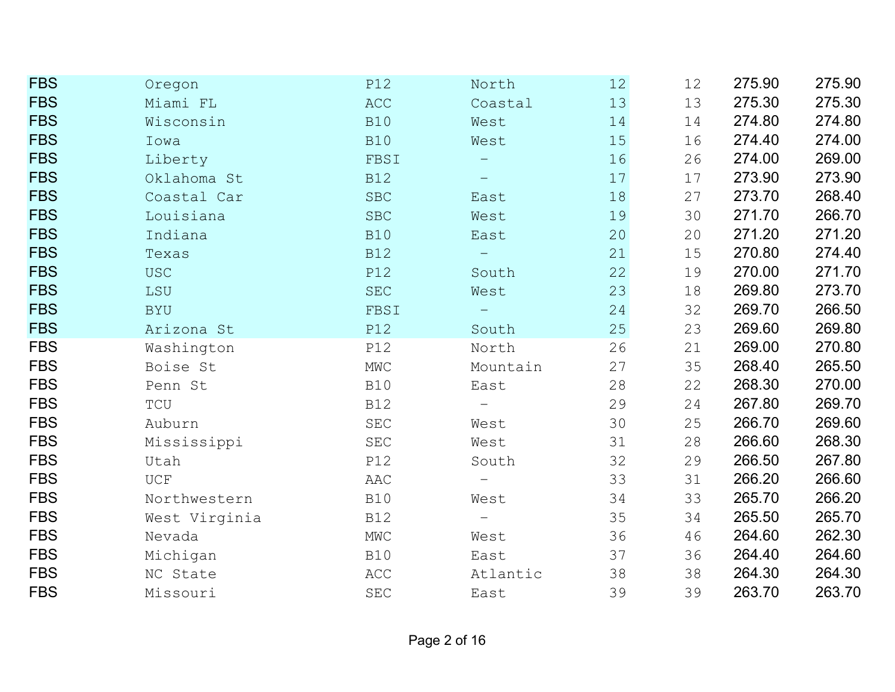| | | | | | | | |
|---|---|---|---|---|---|---|---|
| FBS | Oregon | P12 | North | 12 | 12 | 275.90 | 275.90 |
| FBS | Miami FL | ACC | Coastal | 13 | 13 | 275.30 | 275.30 |
| FBS | Wisconsin | B10 | West | 14 | 14 | 274.80 | 274.80 |
| FBS | Iowa | B10 | West | 15 | 16 | 274.40 | 274.00 |
| FBS | Liberty | FBSI | - | 16 | 26 | 274.00 | 269.00 |
| FBS | Oklahoma St | B12 | - | 17 | 17 | 273.90 | 273.90 |
| FBS | Coastal Car | SBC | East | 18 | 27 | 273.70 | 268.40 |
| FBS | Louisiana | SBC | West | 19 | 30 | 271.70 | 266.70 |
| FBS | Indiana | B10 | East | 20 | 20 | 271.20 | 271.20 |
| FBS | Texas | B12 | - | 21 | 15 | 270.80 | 274.40 |
| FBS | USC | P12 | South | 22 | 19 | 270.00 | 271.70 |
| FBS | LSU | SEC | West | 23 | 18 | 269.80 | 273.70 |
| FBS | BYU | FBSI | - | 24 | 32 | 269.70 | 266.50 |
| FBS | Arizona St | P12 | South | 25 | 23 | 269.60 | 269.80 |
| FBS | Washington | P12 | North | 26 | 21 | 269.00 | 270.80 |
| FBS | Boise St | MWC | Mountain | 27 | 35 | 268.40 | 265.50 |
| FBS | Penn St | B10 | East | 28 | 22 | 268.30 | 270.00 |
| FBS | TCU | B12 | - | 29 | 24 | 267.80 | 269.70 |
| FBS | Auburn | SEC | West | 30 | 25 | 266.70 | 269.60 |
| FBS | Mississippi | SEC | West | 31 | 28 | 266.60 | 268.30 |
| FBS | Utah | P12 | South | 32 | 29 | 266.50 | 267.80 |
| FBS | UCF | AAC | - | 33 | 31 | 266.20 | 266.60 |
| FBS | Northwestern | B10 | West | 34 | 33 | 265.70 | 266.20 |
| FBS | West Virginia | B12 | - | 35 | 34 | 265.50 | 265.70 |
| FBS | Nevada | MWC | West | 36 | 46 | 264.60 | 262.30 |
| FBS | Michigan | B10 | East | 37 | 36 | 264.40 | 264.60 |
| FBS | NC State | ACC | Atlantic | 38 | 38 | 264.30 | 264.30 |
| FBS | Missouri | SEC | East | 39 | 39 | 263.70 | 263.70 |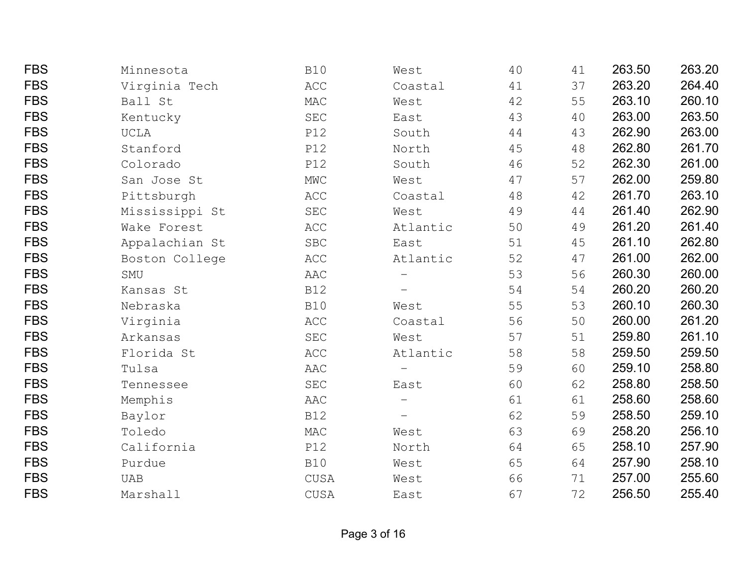| | | | | | | | |
|---|---|---|---|---|---|---|---|
| FBS | Minnesota | B10 | West | 40 | 41 | 263.50 | 263.20 |
| FBS | Virginia Tech | ACC | Coastal | 41 | 37 | 263.20 | 264.40 |
| FBS | Ball St | MAC | West | 42 | 55 | 263.10 | 260.10 |
| FBS | Kentucky | SEC | East | 43 | 40 | 263.00 | 263.50 |
| FBS | UCLA | P12 | South | 44 | 43 | 262.90 | 263.00 |
| FBS | Stanford | P12 | North | 45 | 48 | 262.80 | 261.70 |
| FBS | Colorado | P12 | South | 46 | 52 | 262.30 | 261.00 |
| FBS | San Jose St | MWC | West | 47 | 57 | 262.00 | 259.80 |
| FBS | Pittsburgh | ACC | Coastal | 48 | 42 | 261.70 | 263.10 |
| FBS | Mississippi St | SEC | West | 49 | 44 | 261.40 | 262.90 |
| FBS | Wake Forest | ACC | Atlantic | 50 | 49 | 261.20 | 261.40 |
| FBS | Appalachian St | SBC | East | 51 | 45 | 261.10 | 262.80 |
| FBS | Boston College | ACC | Atlantic | 52 | 47 | 261.00 | 262.00 |
| FBS | SMU | AAC | – | 53 | 56 | 260.30 | 260.00 |
| FBS | Kansas St | B12 | – | 54 | 54 | 260.20 | 260.20 |
| FBS | Nebraska | B10 | West | 55 | 53 | 260.10 | 260.30 |
| FBS | Virginia | ACC | Coastal | 56 | 50 | 260.00 | 261.20 |
| FBS | Arkansas | SEC | West | 57 | 51 | 259.80 | 261.10 |
| FBS | Florida St | ACC | Atlantic | 58 | 58 | 259.50 | 259.50 |
| FBS | Tulsa | AAC | – | 59 | 60 | 259.10 | 258.80 |
| FBS | Tennessee | SEC | East | 60 | 62 | 258.80 | 258.50 |
| FBS | Memphis | AAC | – | 61 | 61 | 258.60 | 258.60 |
| FBS | Baylor | B12 | – | 62 | 59 | 258.50 | 259.10 |
| FBS | Toledo | MAC | West | 63 | 69 | 258.20 | 256.10 |
| FBS | California | P12 | North | 64 | 65 | 258.10 | 257.90 |
| FBS | Purdue | B10 | West | 65 | 64 | 257.90 | 258.10 |
| FBS | UAB | CUSA | West | 66 | 71 | 257.00 | 255.60 |
| FBS | Marshall | CUSA | East | 67 | 72 | 256.50 | 255.40 |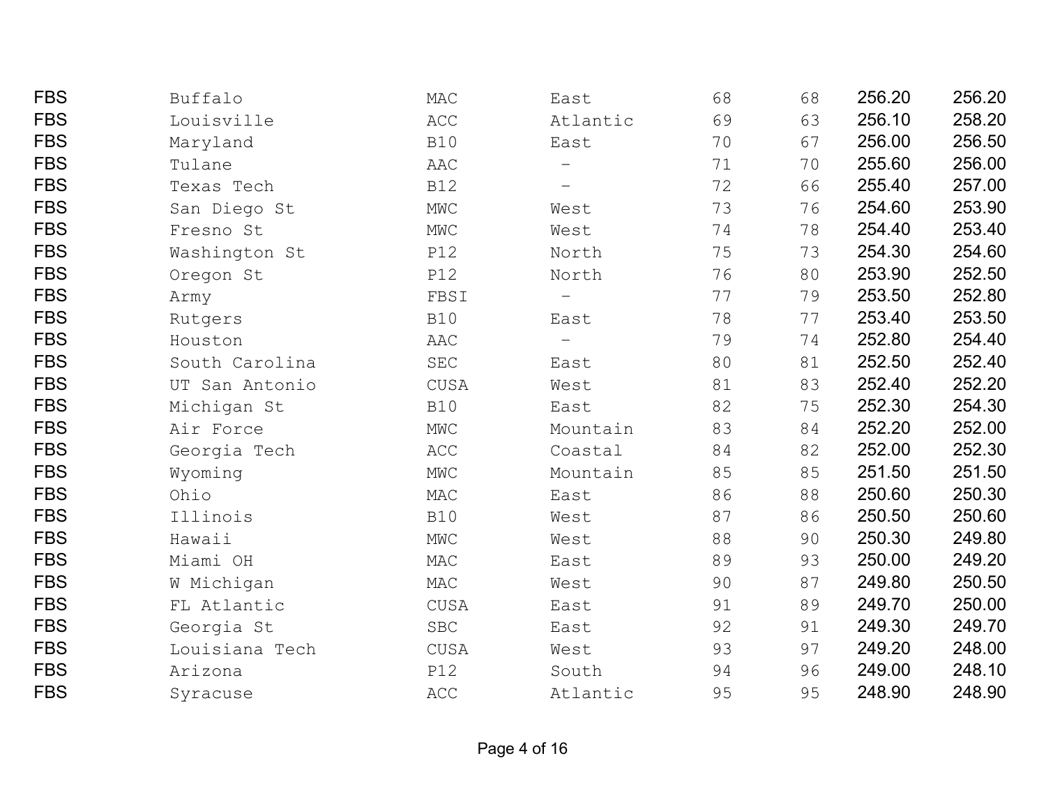| | | | | | | | |
|---|---|---|---|---|---|---|---|
| FBS | Buffalo | MAC | East | 68 | 68 | 256.20 | 256.20 |
| FBS | Louisville | ACC | Atlantic | 69 | 63 | 256.10 | 258.20 |
| FBS | Maryland | B10 | East | 70 | 67 | 256.00 | 256.50 |
| FBS | Tulane | AAC | – | 71 | 70 | 255.60 | 256.00 |
| FBS | Texas Tech | B12 | – | 72 | 66 | 255.40 | 257.00 |
| FBS | San Diego St | MWC | West | 73 | 76 | 254.60 | 253.90 |
| FBS | Fresno St | MWC | West | 74 | 78 | 254.40 | 253.40 |
| FBS | Washington St | P12 | North | 75 | 73 | 254.30 | 254.60 |
| FBS | Oregon St | P12 | North | 76 | 80 | 253.90 | 252.50 |
| FBS | Army | FBSI | – | 77 | 79 | 253.50 | 252.80 |
| FBS | Rutgers | B10 | East | 78 | 77 | 253.40 | 253.50 |
| FBS | Houston | AAC | – | 79 | 74 | 252.80 | 254.40 |
| FBS | South Carolina | SEC | East | 80 | 81 | 252.50 | 252.40 |
| FBS | UT San Antonio | CUSA | West | 81 | 83 | 252.40 | 252.20 |
| FBS | Michigan St | B10 | East | 82 | 75 | 252.30 | 254.30 |
| FBS | Air Force | MWC | Mountain | 83 | 84 | 252.20 | 252.00 |
| FBS | Georgia Tech | ACC | Coastal | 84 | 82 | 252.00 | 252.30 |
| FBS | Wyoming | MWC | Mountain | 85 | 85 | 251.50 | 251.50 |
| FBS | Ohio | MAC | East | 86 | 88 | 250.60 | 250.30 |
| FBS | Illinois | B10 | West | 87 | 86 | 250.50 | 250.60 |
| FBS | Hawaii | MWC | West | 88 | 90 | 250.30 | 249.80 |
| FBS | Miami OH | MAC | East | 89 | 93 | 250.00 | 249.20 |
| FBS | W Michigan | MAC | West | 90 | 87 | 249.80 | 250.50 |
| FBS | FL Atlantic | CUSA | East | 91 | 89 | 249.70 | 250.00 |
| FBS | Georgia St | SBC | East | 92 | 91 | 249.30 | 249.70 |
| FBS | Louisiana Tech | CUSA | West | 93 | 97 | 249.20 | 248.00 |
| FBS | Arizona | P12 | South | 94 | 96 | 249.00 | 248.10 |
| FBS | Syracuse | ACC | Atlantic | 95 | 95 | 248.90 | 248.90 |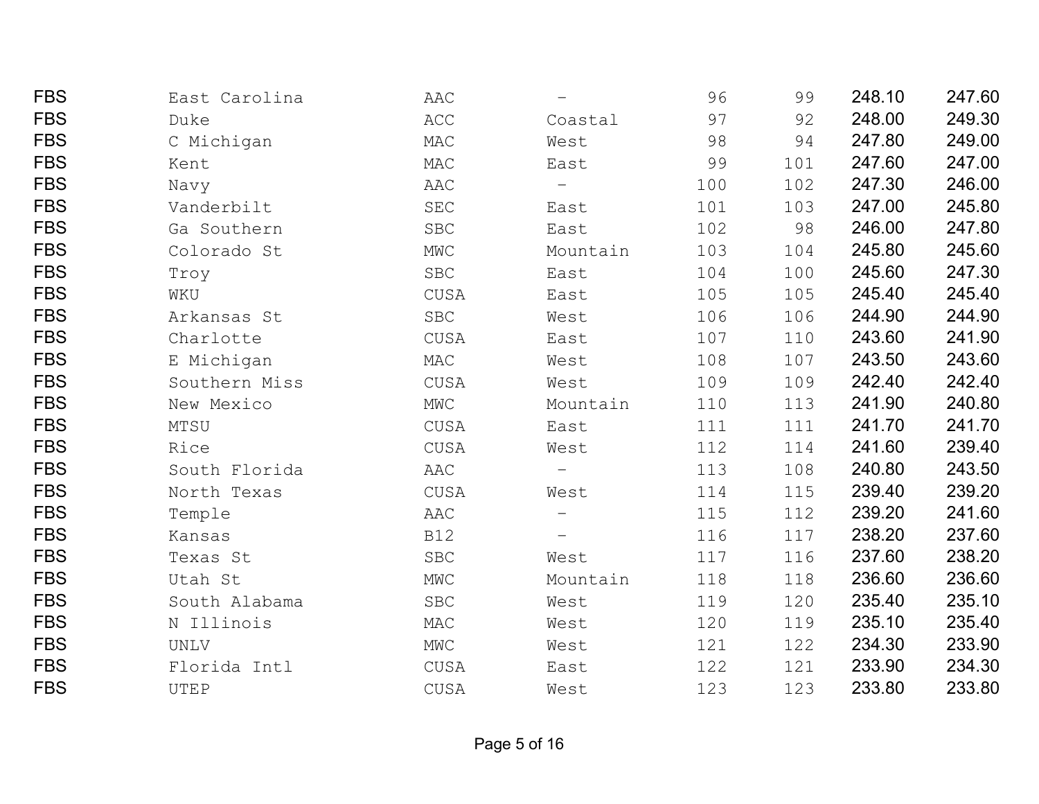| | | | | | | | |
|---|---|---|---|---|---|---|---|
| FBS | East Carolina | AAC | – | 96 | 99 | 248.10 | 247.60 |
| FBS | Duke | ACC | Coastal | 97 | 92 | 248.00 | 249.30 |
| FBS | C Michigan | MAC | West | 98 | 94 | 247.80 | 249.00 |
| FBS | Kent | MAC | East | 99 | 101 | 247.60 | 247.00 |
| FBS | Navy | AAC | – | 100 | 102 | 247.30 | 246.00 |
| FBS | Vanderbilt | SEC | East | 101 | 103 | 247.00 | 245.80 |
| FBS | Ga Southern | SBC | East | 102 | 98 | 246.00 | 247.80 |
| FBS | Colorado St | MWC | Mountain | 103 | 104 | 245.80 | 245.60 |
| FBS | Troy | SBC | East | 104 | 100 | 245.60 | 247.30 |
| FBS | WKU | CUSA | East | 105 | 105 | 245.40 | 245.40 |
| FBS | Arkansas St | SBC | West | 106 | 106 | 244.90 | 244.90 |
| FBS | Charlotte | CUSA | East | 107 | 110 | 243.60 | 241.90 |
| FBS | E Michigan | MAC | West | 108 | 107 | 243.50 | 243.60 |
| FBS | Southern Miss | CUSA | West | 109 | 109 | 242.40 | 242.40 |
| FBS | New Mexico | MWC | Mountain | 110 | 113 | 241.90 | 240.80 |
| FBS | MTSU | CUSA | East | 111 | 111 | 241.70 | 241.70 |
| FBS | Rice | CUSA | West | 112 | 114 | 241.60 | 239.40 |
| FBS | South Florida | AAC | – | 113 | 108 | 240.80 | 243.50 |
| FBS | North Texas | CUSA | West | 114 | 115 | 239.40 | 239.20 |
| FBS | Temple | AAC | – | 115 | 112 | 239.20 | 241.60 |
| FBS | Kansas | B12 | – | 116 | 117 | 238.20 | 237.60 |
| FBS | Texas St | SBC | West | 117 | 116 | 237.60 | 238.20 |
| FBS | Utah St | MWC | Mountain | 118 | 118 | 236.60 | 236.60 |
| FBS | South Alabama | SBC | West | 119 | 120 | 235.40 | 235.10 |
| FBS | N Illinois | MAC | West | 120 | 119 | 235.10 | 235.40 |
| FBS | UNLV | MWC | West | 121 | 122 | 234.30 | 233.90 |
| FBS | Florida Intl | CUSA | East | 122 | 121 | 233.90 | 234.30 |
| FBS | UTEP | CUSA | West | 123 | 123 | 233.80 | 233.80 |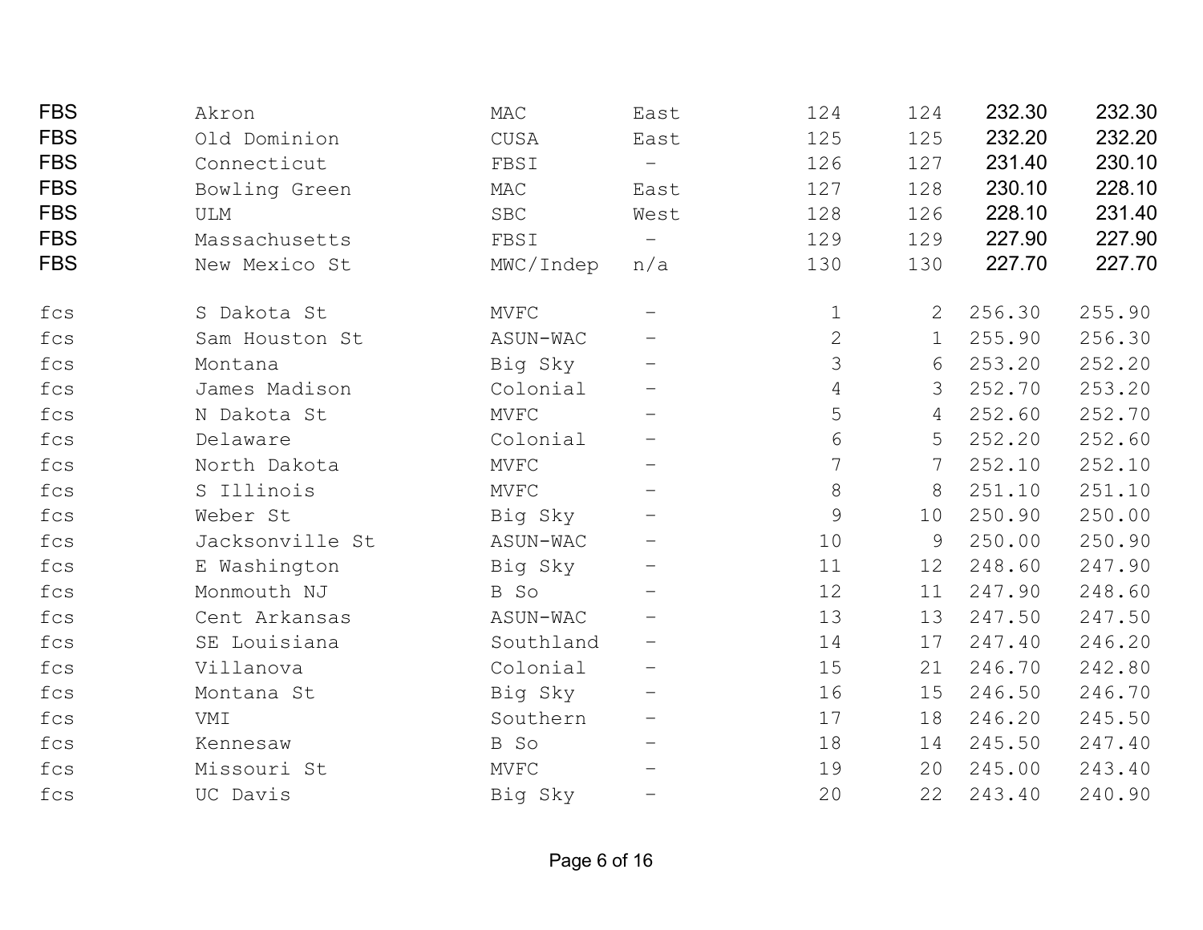| | | | | | | | |
|---|---|---|---|---|---|---|---|
| FBS | Akron | MAC | East | 124 | 124 | 232.30 | 232.30 |
| FBS | Old Dominion | CUSA | East | 125 | 125 | 232.20 | 232.20 |
| FBS | Connecticut | FBSI | - | 126 | 127 | 231.40 | 230.10 |
| FBS | Bowling Green | MAC | East | 127 | 128 | 230.10 | 228.10 |
| FBS | ULM | SBC | West | 128 | 126 | 228.10 | 231.40 |
| FBS | Massachusetts | FBSI | - | 129 | 129 | 227.90 | 227.90 |
| FBS | New Mexico St | MWC/Indep | n/a | 130 | 130 | 227.70 | 227.70 |
| fcs | S Dakota St | MVFC | - | 1 | 2 | 256.30 | 255.90 |
| fcs | Sam Houston St | ASUN-WAC | - | 2 | 1 | 255.90 | 256.30 |
| fcs | Montana | Big Sky | - | 3 | 6 | 253.20 | 252.20 |
| fcs | James Madison | Colonial | - | 4 | 3 | 252.70 | 253.20 |
| fcs | N Dakota St | MVFC | - | 5 | 4 | 252.60 | 252.70 |
| fcs | Delaware | Colonial | - | 6 | 5 | 252.20 | 252.60 |
| fcs | North Dakota | MVFC | - | 7 | 7 | 252.10 | 252.10 |
| fcs | S Illinois | MVFC | - | 8 | 8 | 251.10 | 251.10 |
| fcs | Weber St | Big Sky | - | 9 | 10 | 250.90 | 250.00 |
| fcs | Jacksonville St | ASUN-WAC | - | 10 | 9 | 250.00 | 250.90 |
| fcs | E Washington | Big Sky | - | 11 | 12 | 248.60 | 247.90 |
| fcs | Monmouth NJ | B So | - | 12 | 11 | 247.90 | 248.60 |
| fcs | Cent Arkansas | ASUN-WAC | - | 13 | 13 | 247.50 | 247.50 |
| fcs | SE Louisiana | Southland | - | 14 | 17 | 247.40 | 246.20 |
| fcs | Villanova | Colonial | - | 15 | 21 | 246.70 | 242.80 |
| fcs | Montana St | Big Sky | - | 16 | 15 | 246.50 | 246.70 |
| fcs | VMI | Southern | - | 17 | 18 | 246.20 | 245.50 |
| fcs | Kennesaw | B So | - | 18 | 14 | 245.50 | 247.40 |
| fcs | Missouri St | MVFC | - | 19 | 20 | 245.00 | 243.40 |
| fcs | UC Davis | Big Sky | - | 20 | 22 | 243.40 | 240.90 |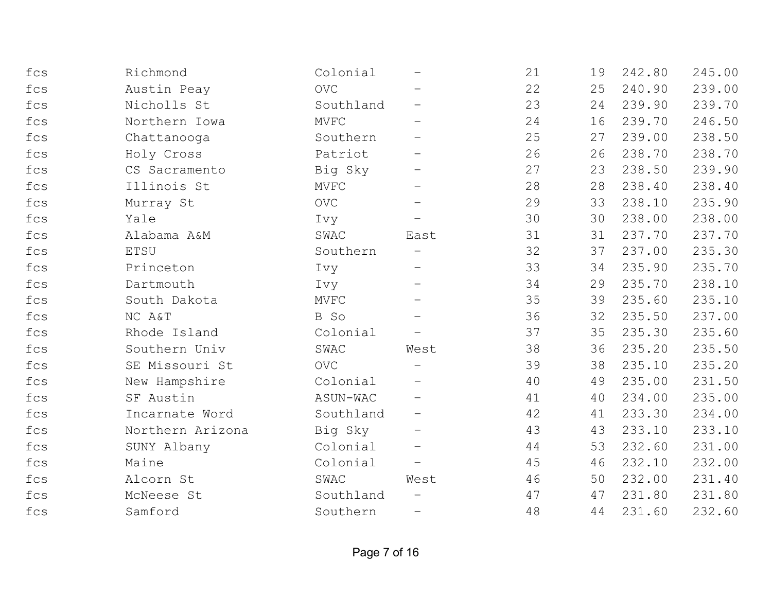| | | | | | | | |
|---|---|---|---|---|---|---|---|
| fcs | Richmond | Colonial | – | 21 | 19 | 242.80 | 245.00 |
| fcs | Austin Peay | OVC | – | 22 | 25 | 240.90 | 239.00 |
| fcs | Nicholls St | Southland | – | 23 | 24 | 239.90 | 239.70 |
| fcs | Northern Iowa | MVFC | – | 24 | 16 | 239.70 | 246.50 |
| fcs | Chattanooga | Southern | – | 25 | 27 | 239.00 | 238.50 |
| fcs | Holy Cross | Patriot | – | 26 | 26 | 238.70 | 238.70 |
| fcs | CS Sacramento | Big Sky | – | 27 | 23 | 238.50 | 239.90 |
| fcs | Illinois St | MVFC | – | 28 | 28 | 238.40 | 238.40 |
| fcs | Murray St | OVC | – | 29 | 33 | 238.10 | 235.90 |
| fcs | Yale | Ivy | – | 30 | 30 | 238.00 | 238.00 |
| fcs | Alabama A&M | SWAC | East | 31 | 31 | 237.70 | 237.70 |
| fcs | ETSU | Southern | – | 32 | 37 | 237.00 | 235.30 |
| fcs | Princeton | Ivy | – | 33 | 34 | 235.90 | 235.70 |
| fcs | Dartmouth | Ivy | – | 34 | 29 | 235.70 | 238.10 |
| fcs | South Dakota | MVFC | – | 35 | 39 | 235.60 | 235.10 |
| fcs | NC A&T | B So | – | 36 | 32 | 235.50 | 237.00 |
| fcs | Rhode Island | Colonial | – | 37 | 35 | 235.30 | 235.60 |
| fcs | Southern Univ | SWAC | West | 38 | 36 | 235.20 | 235.50 |
| fcs | SE Missouri St | OVC | – | 39 | 38 | 235.10 | 235.20 |
| fcs | New Hampshire | Colonial | – | 40 | 49 | 235.00 | 231.50 |
| fcs | SF Austin | ASUN-WAC | – | 41 | 40 | 234.00 | 235.00 |
| fcs | Incarnate Word | Southland | – | 42 | 41 | 233.30 | 234.00 |
| fcs | Northern Arizona | Big Sky | – | 43 | 43 | 233.10 | 233.10 |
| fcs | SUNY Albany | Colonial | – | 44 | 53 | 232.60 | 231.00 |
| fcs | Maine | Colonial | – | 45 | 46 | 232.10 | 232.00 |
| fcs | Alcorn St | SWAC | West | 46 | 50 | 232.00 | 231.40 |
| fcs | McNeese St | Southland | – | 47 | 47 | 231.80 | 231.80 |
| fcs | Samford | Southern | – | 48 | 44 | 231.60 | 232.60 |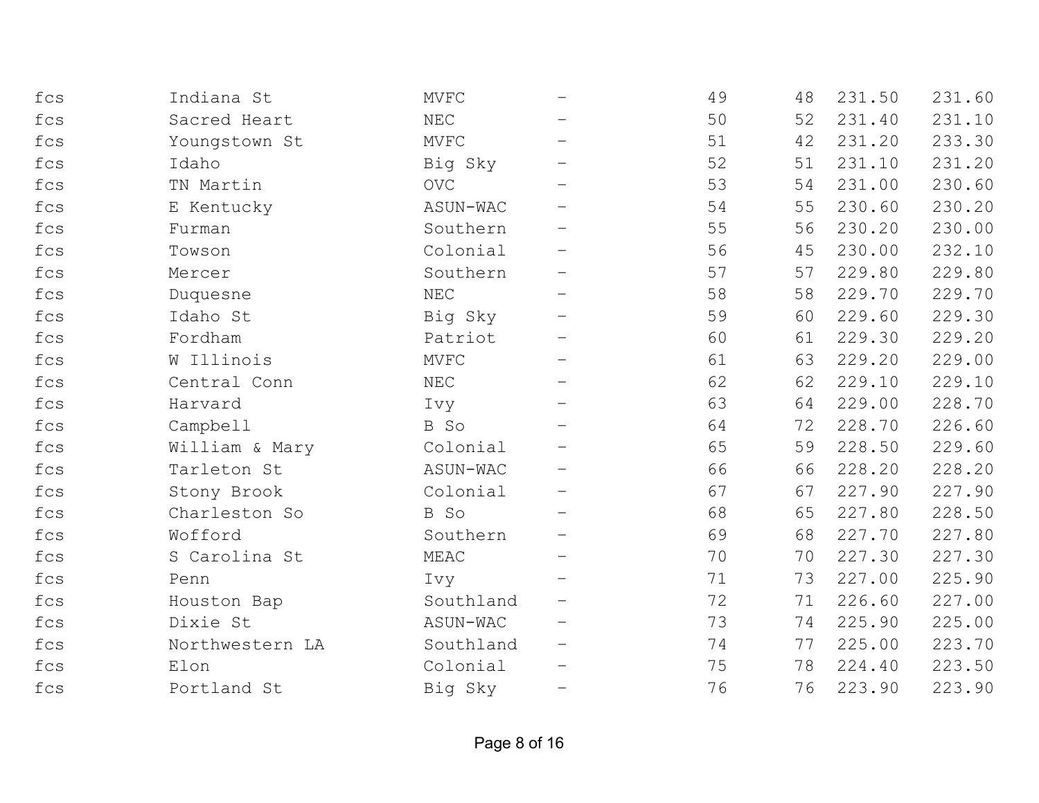| | | | | | | | |
|---|---|---|---|---|---|---|---|
| fcs | Indiana St | MVFC | – | 49 | 48 | 231.50 | 231.60 |
| fcs | Sacred Heart | NEC | – | 50 | 52 | 231.40 | 231.10 |
| fcs | Youngstown St | MVFC | – | 51 | 42 | 231.20 | 233.30 |
| fcs | Idaho | Big Sky | – | 52 | 51 | 231.10 | 231.20 |
| fcs | TN Martin | OVC | – | 53 | 54 | 231.00 | 230.60 |
| fcs | E Kentucky | ASUN-WAC | – | 54 | 55 | 230.60 | 230.20 |
| fcs | Furman | Southern | – | 55 | 56 | 230.20 | 230.00 |
| fcs | Towson | Colonial | – | 56 | 45 | 230.00 | 232.10 |
| fcs | Mercer | Southern | – | 57 | 57 | 229.80 | 229.80 |
| fcs | Duquesne | NEC | – | 58 | 58 | 229.70 | 229.70 |
| fcs | Idaho St | Big Sky | – | 59 | 60 | 229.60 | 229.30 |
| fcs | Fordham | Patriot | – | 60 | 61 | 229.30 | 229.20 |
| fcs | W Illinois | MVFC | – | 61 | 63 | 229.20 | 229.00 |
| fcs | Central Conn | NEC | – | 62 | 62 | 229.10 | 229.10 |
| fcs | Harvard | Ivy | – | 63 | 64 | 229.00 | 228.70 |
| fcs | Campbell | B So | – | 64 | 72 | 228.70 | 226.60 |
| fcs | William & Mary | Colonial | – | 65 | 59 | 228.50 | 229.60 |
| fcs | Tarleton St | ASUN-WAC | – | 66 | 66 | 228.20 | 228.20 |
| fcs | Stony Brook | Colonial | – | 67 | 67 | 227.90 | 227.90 |
| fcs | Charleston So | B So | – | 68 | 65 | 227.80 | 228.50 |
| fcs | Wofford | Southern | – | 69 | 68 | 227.70 | 227.80 |
| fcs | S Carolina St | MEAC | – | 70 | 70 | 227.30 | 227.30 |
| fcs | Penn | Ivy | – | 71 | 73 | 227.00 | 225.90 |
| fcs | Houston Bap | Southland | – | 72 | 71 | 226.60 | 227.00 |
| fcs | Dixie St | ASUN-WAC | – | 73 | 74 | 225.90 | 225.00 |
| fcs | Northwestern LA | Southland | – | 74 | 77 | 225.00 | 223.70 |
| fcs | Elon | Colonial | – | 75 | 78 | 224.40 | 223.50 |
| fcs | Portland St | Big Sky | – | 76 | 76 | 223.90 | 223.90 |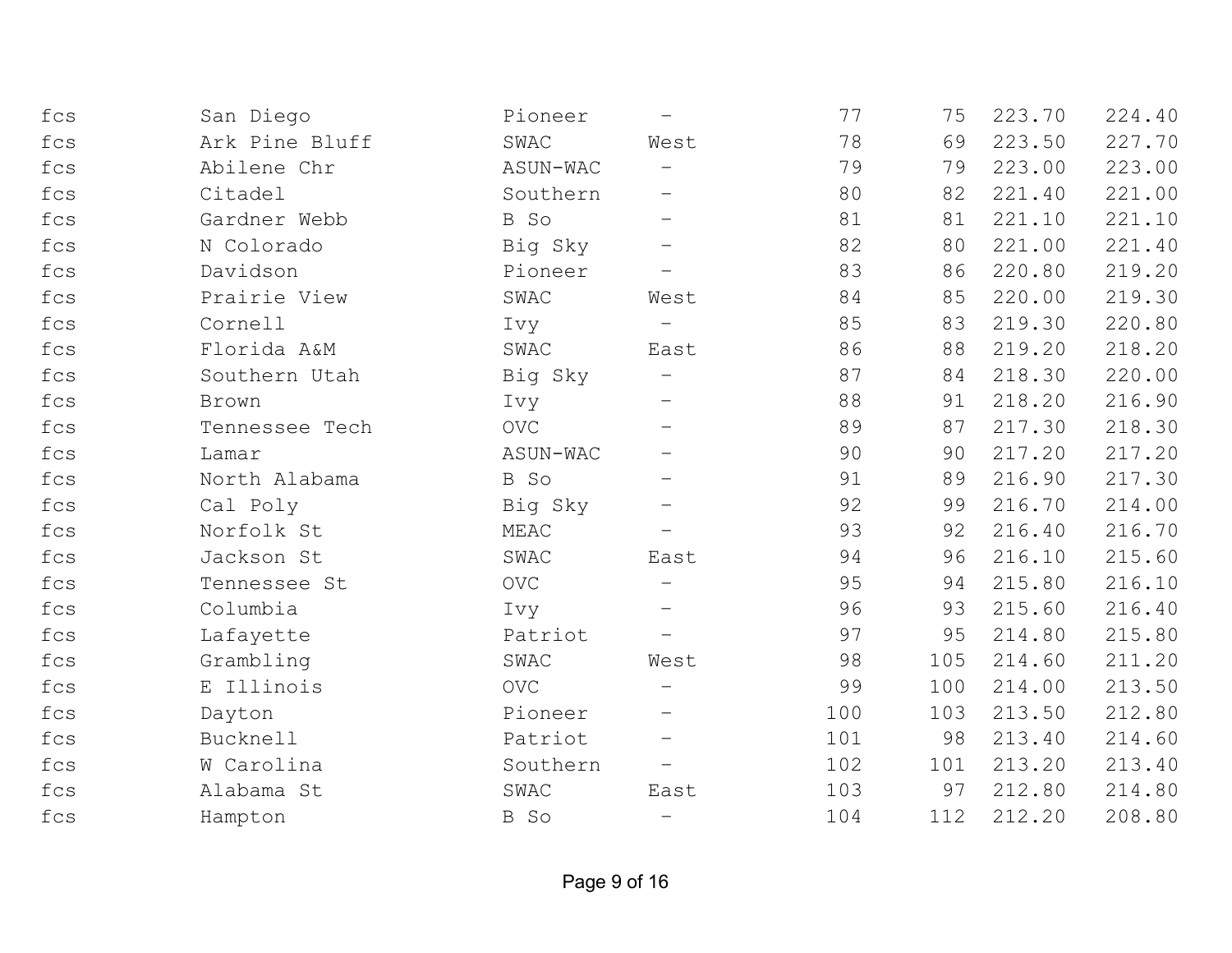| | | | | | | | |
|---|---|---|---|---|---|---|---|
| fcs | San Diego | Pioneer | – | 77 | 75 | 223.70 | 224.40 |
| fcs | Ark Pine Bluff | SWAC | West | 78 | 69 | 223.50 | 227.70 |
| fcs | Abilene Chr | ASUN-WAC | – | 79 | 79 | 223.00 | 223.00 |
| fcs | Citadel | Southern | – | 80 | 82 | 221.40 | 221.00 |
| fcs | Gardner Webb | B So | – | 81 | 81 | 221.10 | 221.10 |
| fcs | N Colorado | Big Sky | – | 82 | 80 | 221.00 | 221.40 |
| fcs | Davidson | Pioneer | – | 83 | 86 | 220.80 | 219.20 |
| fcs | Prairie View | SWAC | West | 84 | 85 | 220.00 | 219.30 |
| fcs | Cornell | Ivy | – | 85 | 83 | 219.30 | 220.80 |
| fcs | Florida A&M | SWAC | East | 86 | 88 | 219.20 | 218.20 |
| fcs | Southern Utah | Big Sky | – | 87 | 84 | 218.30 | 220.00 |
| fcs | Brown | Ivy | – | 88 | 91 | 218.20 | 216.90 |
| fcs | Tennessee Tech | OVC | – | 89 | 87 | 217.30 | 218.30 |
| fcs | Lamar | ASUN-WAC | – | 90 | 90 | 217.20 | 217.20 |
| fcs | North Alabama | B So | – | 91 | 89 | 216.90 | 217.30 |
| fcs | Cal Poly | Big Sky | – | 92 | 99 | 216.70 | 214.00 |
| fcs | Norfolk St | MEAC | – | 93 | 92 | 216.40 | 216.70 |
| fcs | Jackson St | SWAC | East | 94 | 96 | 216.10 | 215.60 |
| fcs | Tennessee St | OVC | – | 95 | 94 | 215.80 | 216.10 |
| fcs | Columbia | Ivy | – | 96 | 93 | 215.60 | 216.40 |
| fcs | Lafayette | Patriot | – | 97 | 95 | 214.80 | 215.80 |
| fcs | Grambling | SWAC | West | 98 | 105 | 214.60 | 211.20 |
| fcs | E Illinois | OVC | – | 99 | 100 | 214.00 | 213.50 |
| fcs | Dayton | Pioneer | – | 100 | 103 | 213.50 | 212.80 |
| fcs | Bucknell | Patriot | – | 101 | 98 | 213.40 | 214.60 |
| fcs | W Carolina | Southern | – | 102 | 101 | 213.20 | 213.40 |
| fcs | Alabama St | SWAC | East | 103 | 97 | 212.80 | 214.80 |
| fcs | Hampton | B So | – | 104 | 112 | 212.20 | 208.80 |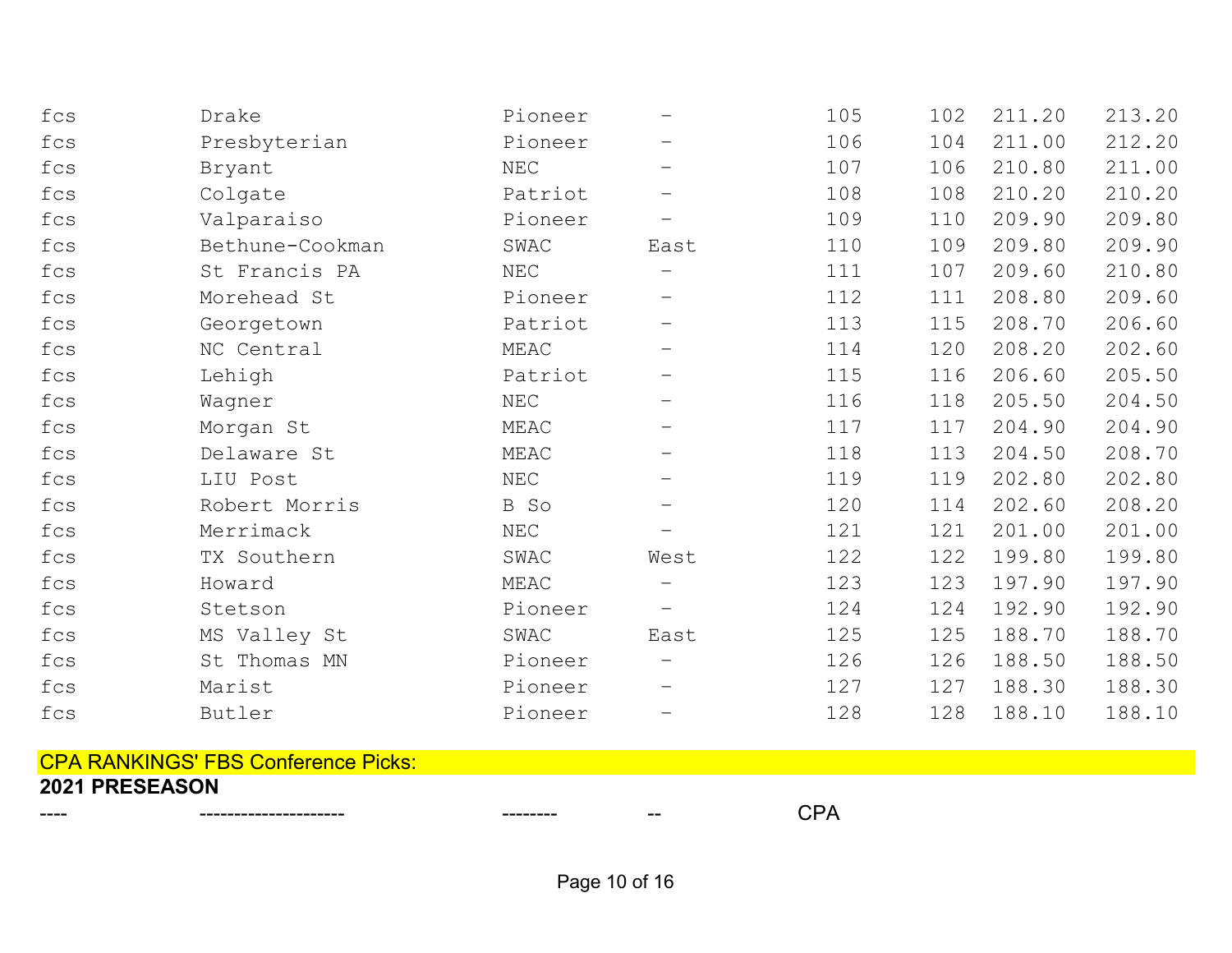| | | | | | | | |
|---|---|---|---|---|---|---|---|
| fcs | Drake | Pioneer | - | 105 | 102 | 211.20 | 213.20 |
| fcs | Presbyterian | Pioneer | - | 106 | 104 | 211.00 | 212.20 |
| fcs | Bryant | NEC | - | 107 | 106 | 210.80 | 211.00 |
| fcs | Colgate | Patriot | - | 108 | 108 | 210.20 | 210.20 |
| fcs | Valparaiso | Pioneer | - | 109 | 110 | 209.90 | 209.80 |
| fcs | Bethune-Cookman | SWAC | East | 110 | 109 | 209.80 | 209.90 |
| fcs | St Francis PA | NEC | - | 111 | 107 | 209.60 | 210.80 |
| fcs | Morehead St | Pioneer | - | 112 | 111 | 208.80 | 209.60 |
| fcs | Georgetown | Patriot | - | 113 | 115 | 208.70 | 206.60 |
| fcs | NC Central | MEAC | - | 114 | 120 | 208.20 | 202.60 |
| fcs | Lehigh | Patriot | - | 115 | 116 | 206.60 | 205.50 |
| fcs | Wagner | NEC | - | 116 | 118 | 205.50 | 204.50 |
| fcs | Morgan St | MEAC | - | 117 | 117 | 204.90 | 204.90 |
| fcs | Delaware St | MEAC | - | 118 | 113 | 204.50 | 208.70 |
| fcs | LIU Post | NEC | - | 119 | 119 | 202.80 | 202.80 |
| fcs | Robert Morris | B So | - | 120 | 114 | 202.60 | 208.20 |
| fcs | Merrimack | NEC | - | 121 | 121 | 201.00 | 201.00 |
| fcs | TX Southern | SWAC | West | 122 | 122 | 199.80 | 199.80 |
| fcs | Howard | MEAC | - | 123 | 123 | 197.90 | 197.90 |
| fcs | Stetson | Pioneer | - | 124 | 124 | 192.90 | 192.90 |
| fcs | MS Valley St | SWAC | East | 125 | 125 | 188.70 | 188.70 |
| fcs | St Thomas MN | Pioneer | - | 126 | 126 | 188.50 | 188.50 |
| fcs | Marist | Pioneer | - | 127 | 127 | 188.30 | 188.30 |
| fcs | Butler | Pioneer | - | 128 | 128 | 188.10 | 188.10 |

CPA RANKINGS' FBS Conference Picks:

**2021 PRESEASON**

| ---- | --------------------- | -------- | -- | CPA |
|---|---|---|---|---|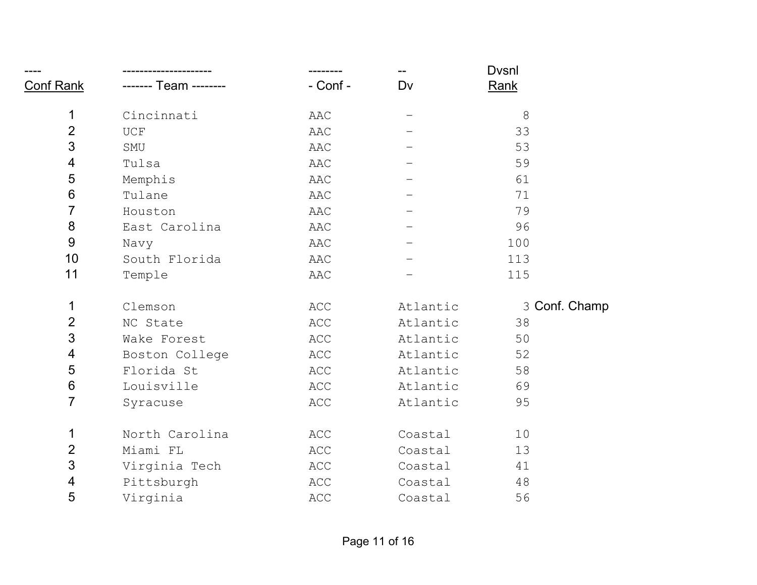| ---- Conf Rank | --------------------- ------- Team -------- | -------- - Conf - | -- Dv | Dvsnl Rank | |
|---|---|---|---|---|---|
| 1 | Cincinnati | AAC | – | 8 | |
| 2 | UCF | AAC | – | 33 | |
| 3 | SMU | AAC | – | 53 | |
| 4 | Tulsa | AAC | – | 59 | |
| 5 | Memphis | AAC | – | 61 | |
| 6 | Tulane | AAC | – | 71 | |
| 7 | Houston | AAC | – | 79 | |
| 8 | East Carolina | AAC | – | 96 | |
| 9 | Navy | AAC | – | 100 | |
| 10 | South Florida | AAC | – | 113 | |
| 11 | Temple | AAC | – | 115 | |
| | | | | | |
| 1 | Clemson | ACC | Atlantic | 3 | Conf. Champ |
| 2 | NC State | ACC | Atlantic | 38 | |
| 3 | Wake Forest | ACC | Atlantic | 50 | |
| 4 | Boston College | ACC | Atlantic | 52 | |
| 5 | Florida St | ACC | Atlantic | 58 | |
| 6 | Louisville | ACC | Atlantic | 69 | |
| 7 | Syracuse | ACC | Atlantic | 95 | |
| | | | | | |
| 1 | North Carolina | ACC | Coastal | 10 | |
| 2 | Miami FL | ACC | Coastal | 13 | |
| 3 | Virginia Tech | ACC | Coastal | 41 | |
| 4 | Pittsburgh | ACC | Coastal | 48 | |
| 5 | Virginia | ACC | Coastal | 56 | |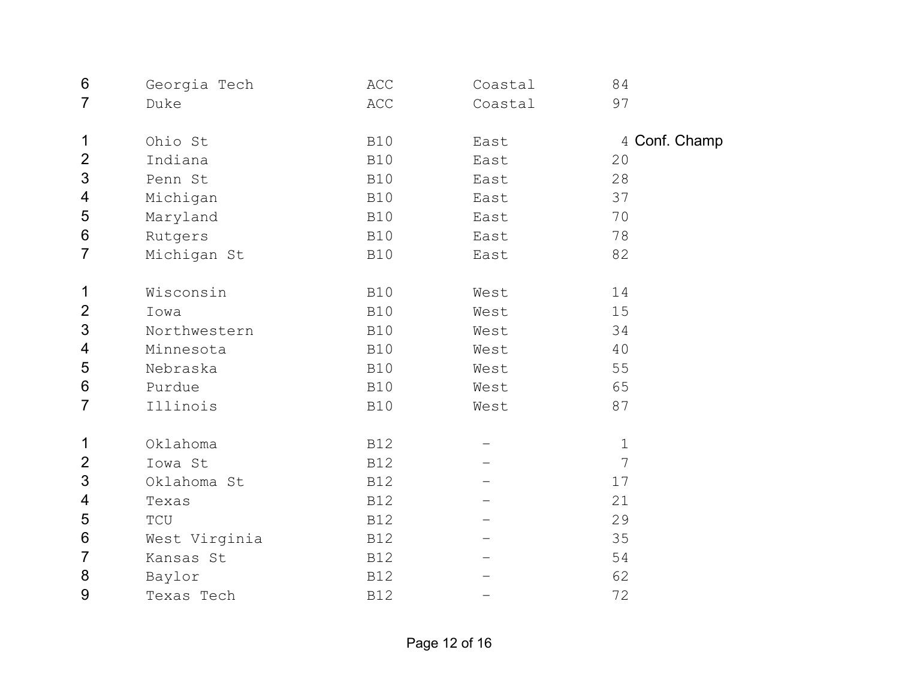| | | | | | |
|---|---|---|---|---|---|
| 6 | Georgia Tech | ACC | Coastal | 84 | |
| 7 | Duke | ACC | Coastal | 97 | |
| | | | | | |
| 1 | Ohio St | B10 | East | 4 | Conf. Champ |
| 2 | Indiana | B10 | East | 20 | |
| 3 | Penn St | B10 | East | 28 | |
| 4 | Michigan | B10 | East | 37 | |
| 5 | Maryland | B10 | East | 70 | |
| 6 | Rutgers | B10 | East | 78 | |
| 7 | Michigan St | B10 | East | 82 | |
| | | | | | |
| 1 | Wisconsin | B10 | West | 14 | |
| 2 | Iowa | B10 | West | 15 | |
| 3 | Northwestern | B10 | West | 34 | |
| 4 | Minnesota | B10 | West | 40 | |
| 5 | Nebraska | B10 | West | 55 | |
| 6 | Purdue | B10 | West | 65 | |
| 7 | Illinois | B10 | West | 87 | |
| | | | | | |
| 1 | Oklahoma | B12 | - | 1 | |
| 2 | Iowa St | B12 | - | 7 | |
| 3 | Oklahoma St | B12 | - | 17 | |
| 4 | Texas | B12 | - | 21 | |
| 5 | TCU | B12 | - | 29 | |
| 6 | West Virginia | B12 | - | 35 | |
| 7 | Kansas St | B12 | - | 54 | |
| 8 | Baylor | B12 | - | 62 | |
| 9 | Texas Tech | B12 | - | 72 | |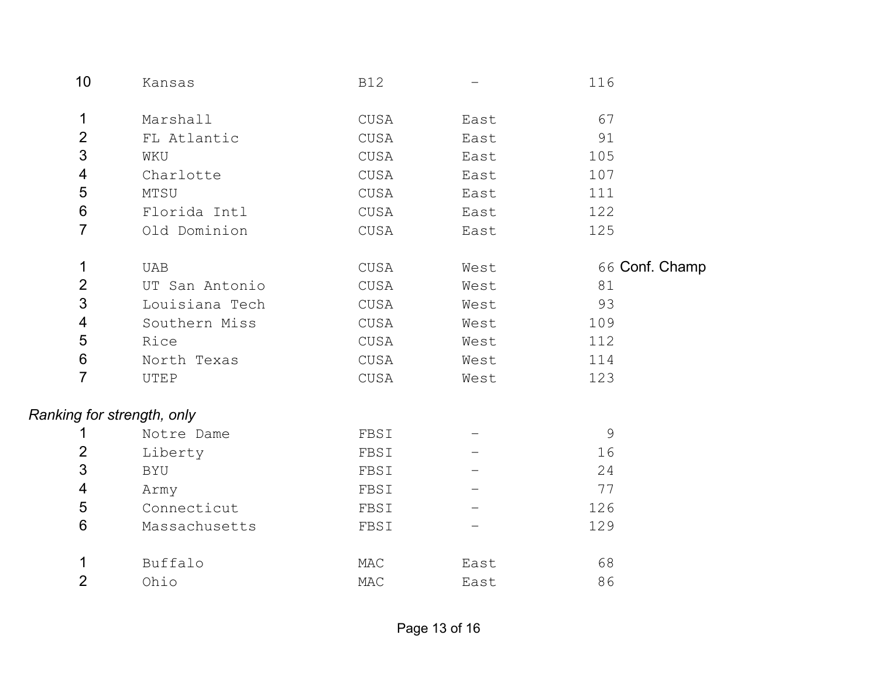| | | | | | |
|---|---|---|---|---|---|
| 10 | Kansas | B12 | – | 116 | |
| | | | | | |
| 1 | Marshall | CUSA | East | 67 | |
| 2 | FL Atlantic | CUSA | East | 91 | |
| 3 | WKU | CUSA | East | 105 | |
| 4 | Charlotte | CUSA | East | 107 | |
| 5 | MTSU | CUSA | East | 111 | |
| 6 | Florida Intl | CUSA | East | 122 | |
| 7 | Old Dominion | CUSA | East | 125 | |
| | | | | | |
| 1 | UAB | CUSA | West | 66 | Conf. Champ |
| 2 | UT San Antonio | CUSA | West | 81 | |
| 3 | Louisiana Tech | CUSA | West | 93 | |
| 4 | Southern Miss | CUSA | West | 109 | |
| 5 | Rice | CUSA | West | 112 | |
| 6 | North Texas | CUSA | West | 114 | |
| 7 | UTEP | CUSA | West | 123 | |

*Ranking for strength, only*

| | | | | | |
|---|---|---|---|---|---|
| 1 | Notre Dame | FBSI | – | 9 | |
| 2 | Liberty | FBSI | – | 16 | |
| 3 | BYU | FBSI | – | 24 | |
| 4 | Army | FBSI | – | 77 | |
| 5 | Connecticut | FBSI | – | 126 | |
| 6 | Massachusetts | FBSI | – | 129 | |
| | | | | | |
| 1 | Buffalo | MAC | East | 68 | |
| 2 | Ohio | MAC | East | 86 | |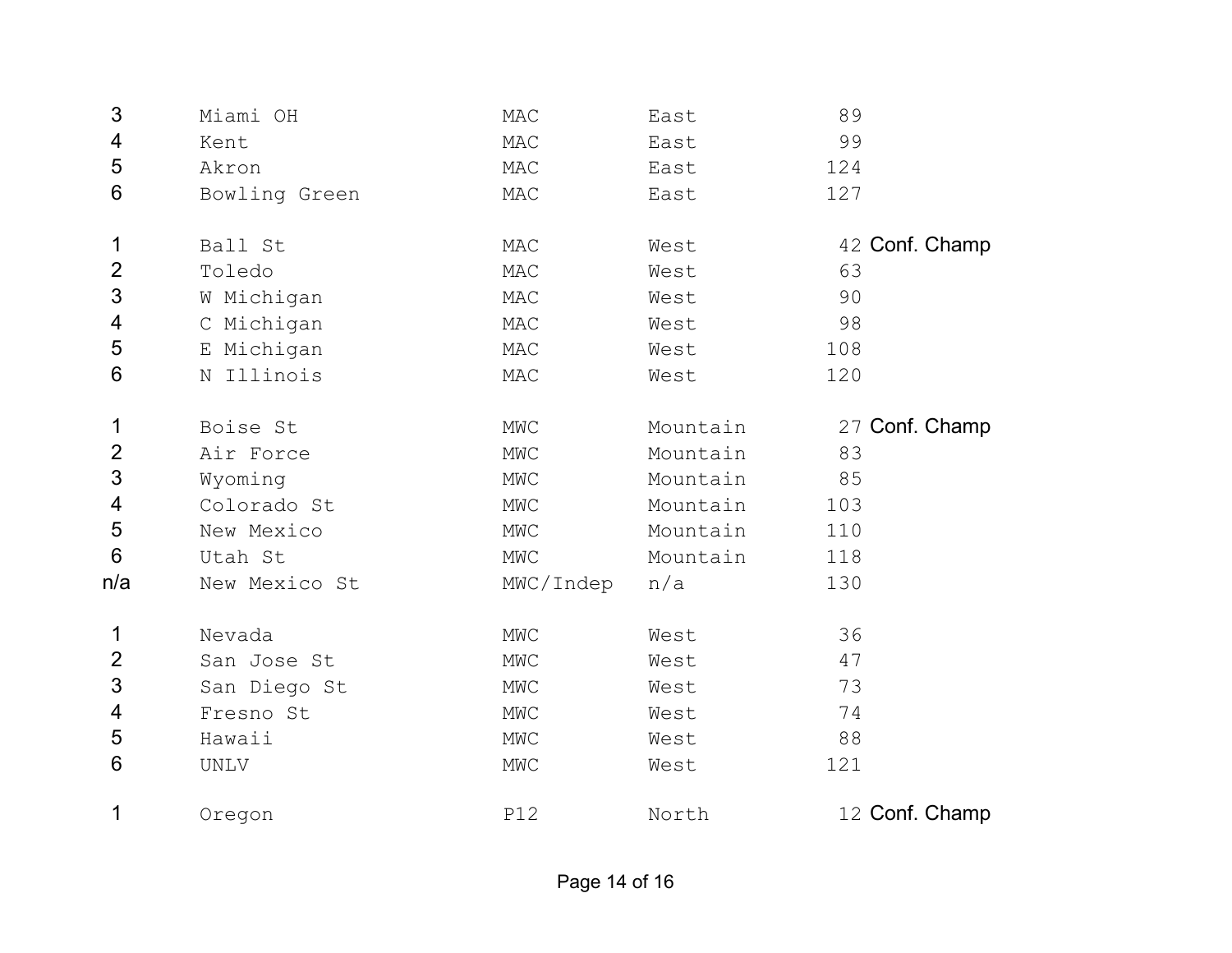| | | | | | |
|---|---|---|---|---|---|
| 3 | Miami OH | MAC | East | 89 | |
| 4 | Kent | MAC | East | 99 | |
| 5 | Akron | MAC | East | 124 | |
| 6 | Bowling Green | MAC | East | 127 | |
| | | | | | |
| 1 | Ball St | MAC | West | 42 | Conf. Champ |
| 2 | Toledo | MAC | West | 63 | |
| 3 | W Michigan | MAC | West | 90 | |
| 4 | C Michigan | MAC | West | 98 | |
| 5 | E Michigan | MAC | West | 108 | |
| 6 | N Illinois | MAC | West | 120 | |
| | | | | | |
| 1 | Boise St | MWC | Mountain | 27 | Conf. Champ |
| 2 | Air Force | MWC | Mountain | 83 | |
| 3 | Wyoming | MWC | Mountain | 85 | |
| 4 | Colorado St | MWC | Mountain | 103 | |
| 5 | New Mexico | MWC | Mountain | 110 | |
| 6 | Utah St | MWC | Mountain | 118 | |
| n/a | New Mexico St | MWC/Indep | n/a | 130 | |
| | | | | | |
| 1 | Nevada | MWC | West | 36 | |
| 2 | San Jose St | MWC | West | 47 | |
| 3 | San Diego St | MWC | West | 73 | |
| 4 | Fresno St | MWC | West | 74 | |
| 5 | Hawaii | MWC | West | 88 | |
| 6 | UNLV | MWC | West | 121 | |
| | | | | | |
| 1 | Oregon | P12 | North | 12 | Conf. Champ |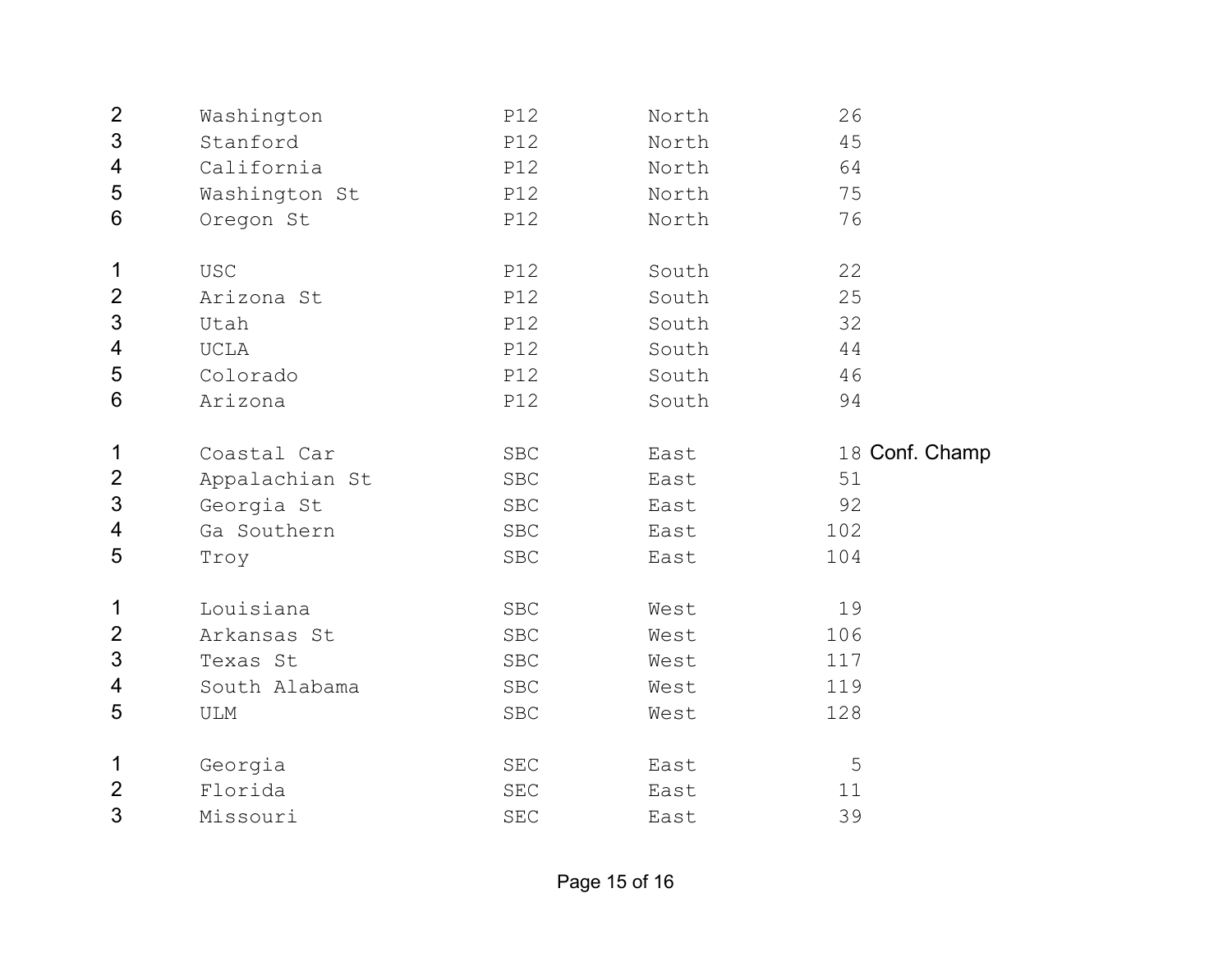| | | | | | |
|---|---|---|---|---|---|
| 2 | Washington | P12 | North | 26 | |
| 3 | Stanford | P12 | North | 45 | |
| 4 | California | P12 | North | 64 | |
| 5 | Washington St | P12 | North | 75 | |
| 6 | Oregon St | P12 | North | 76 | |
| | | | | | |
| 1 | USC | P12 | South | 22 | |
| 2 | Arizona St | P12 | South | 25 | |
| 3 | Utah | P12 | South | 32 | |
| 4 | UCLA | P12 | South | 44 | |
| 5 | Colorado | P12 | South | 46 | |
| 6 | Arizona | P12 | South | 94 | |
| | | | | | |
| 1 | Coastal Car | SBC | East | 18 | Conf. Champ |
| 2 | Appalachian St | SBC | East | 51 | |
| 3 | Georgia St | SBC | East | 92 | |
| 4 | Ga Southern | SBC | East | 102 | |
| 5 | Troy | SBC | East | 104 | |
| | | | | | |
| 1 | Louisiana | SBC | West | 19 | |
| 2 | Arkansas St | SBC | West | 106 | |
| 3 | Texas St | SBC | West | 117 | |
| 4 | South Alabama | SBC | West | 119 | |
| 5 | ULM | SBC | West | 128 | |
| | | | | | |
| 1 | Georgia | SEC | East | 5 | |
| 2 | Florida | SEC | East | 11 | |
| 3 | Missouri | SEC | East | 39 | |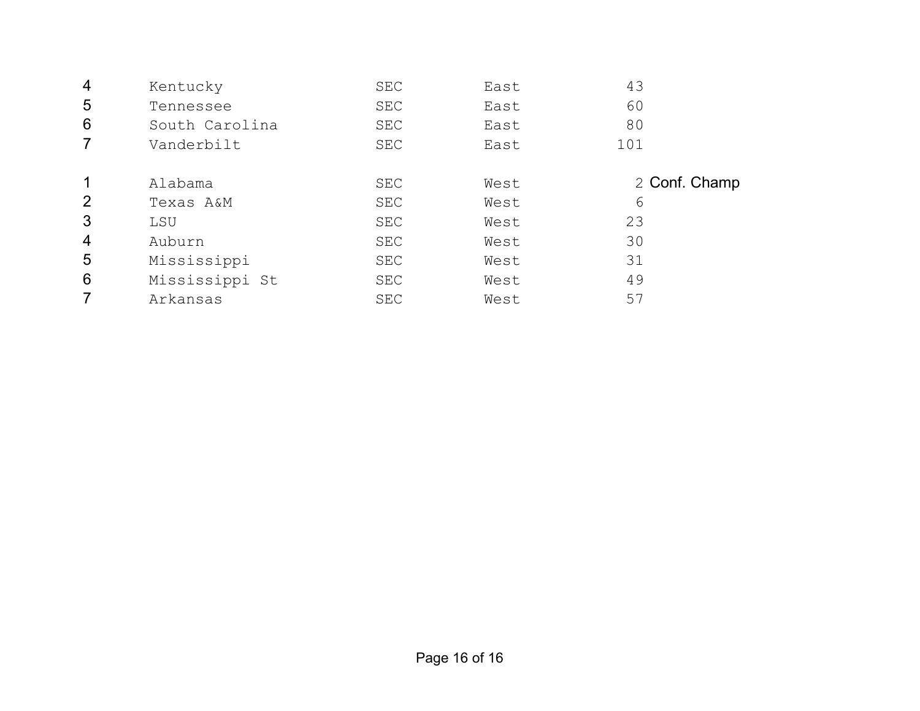| | | | | | |
|---|---|---|---|---|---|
| 4 | Kentucky | SEC | East | 43 | |
| 5 | Tennessee | SEC | East | 60 | |
| 6 | South Carolina | SEC | East | 80 | |
| 7 | Vanderbilt | SEC | East | 101 | |
| | | | | | |
| 1 | Alabama | SEC | West | 2 | Conf. Champ |
| 2 | Texas A&M | SEC | West | 6 | |
| 3 | LSU | SEC | West | 23 | |
| 4 | Auburn | SEC | West | 30 | |
| 5 | Mississippi | SEC | West | 31 | |
| 6 | Mississippi St | SEC | West | 49 | |
| 7 | Arkansas | SEC | West | 57 | |